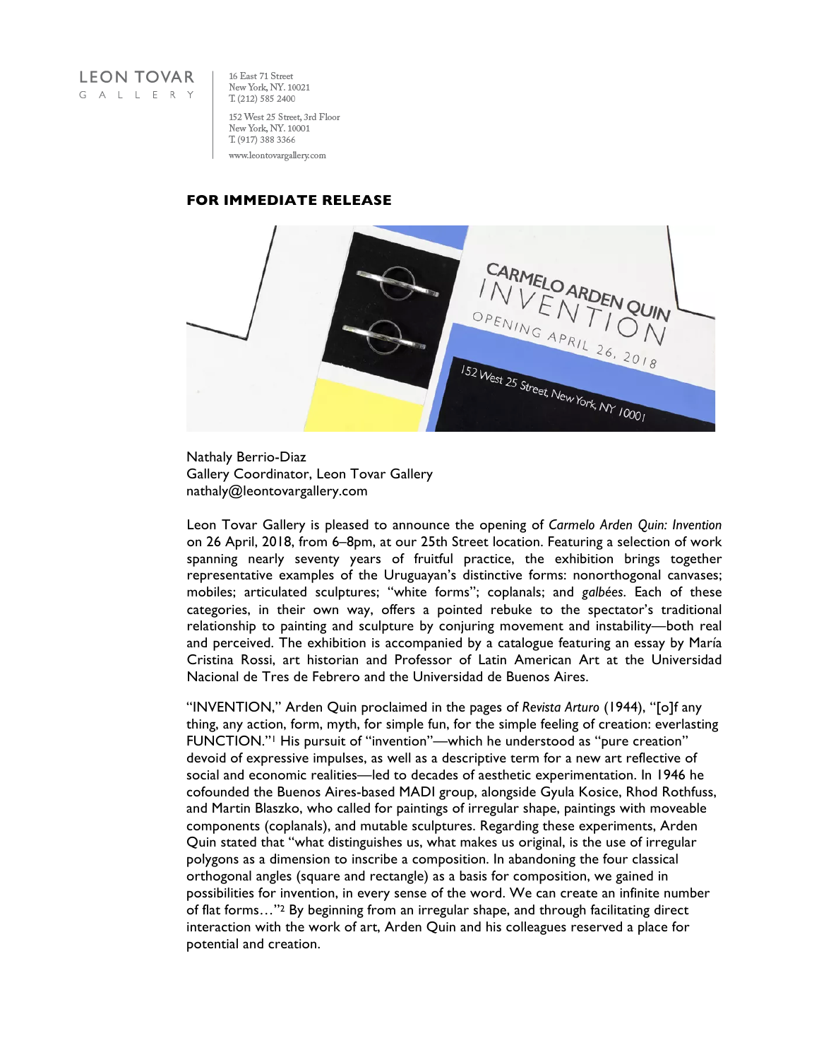LEON TOVAR
GALLERY

16 East 71 Street
New York, NY. 10021
T. (212) 585 2400

152 West 25 Street, 3rd Floor
New York, NY. 10001
T. (917) 388 3366

www.leontovargallery.com

**FOR IMMEDIATE RELEASE**

Nathaly Berrio-Diaz
Gallery Coordinator, Leon Tovar Gallery
nathaly@leontovargallery.com

Leon Tovar Gallery is pleased to announce the opening of *Carmelo Arden Quin: Invention* on 26 April, 2018, from 6–8pm, at our 25th Street location. Featuring a selection of work spanning nearly seventy years of fruitful practice, the exhibition brings together representative examples of the Uruguayan's distinctive forms: nonorthogonal canvases; mobiles; articulated sculptures; "white forms"; coplanals; and *galbées*. Each of these categories, in their own way, offers a pointed rebuke to the spectator's traditional relationship to painting and sculpture by conjuring movement and instability—both real and perceived. The exhibition is accompanied by a catalogue featuring an essay by María Cristina Rossi, art historian and Professor of Latin American Art at the Universidad Nacional de Tres de Febrero and the Universidad de Buenos Aires.

"INVENTION," Arden Quin proclaimed in the pages of *Revista Arturo* (1944), "[o]f any thing, any action, form, myth, for simple fun, for the simple feeling of creation: everlasting FUNCTION."[1] His pursuit of "invention"—which he understood as "pure creation" devoid of expressive impulses, as well as a descriptive term for a new art reflective of social and economic realities—led to decades of aesthetic experimentation. In 1946 he cofounded the Buenos Aires-based MADI group, alongside Gyula Kosice, Rhod Rothfuss, and Martin Blaszko, who called for paintings of irregular shape, paintings with moveable components (coplanals), and mutable sculptures. Regarding these experiments, Arden Quin stated that "what distinguishes us, what makes us original, is the use of irregular polygons as a dimension to inscribe a composition. In abandoning the four classical orthogonal angles (square and rectangle) as a basis for composition, we gained in possibilities for invention, in every sense of the word. We can create an infinite number of flat forms…"[2] By beginning from an irregular shape, and through facilitating direct interaction with the work of art, Arden Quin and his colleagues reserved a place for potential and creation.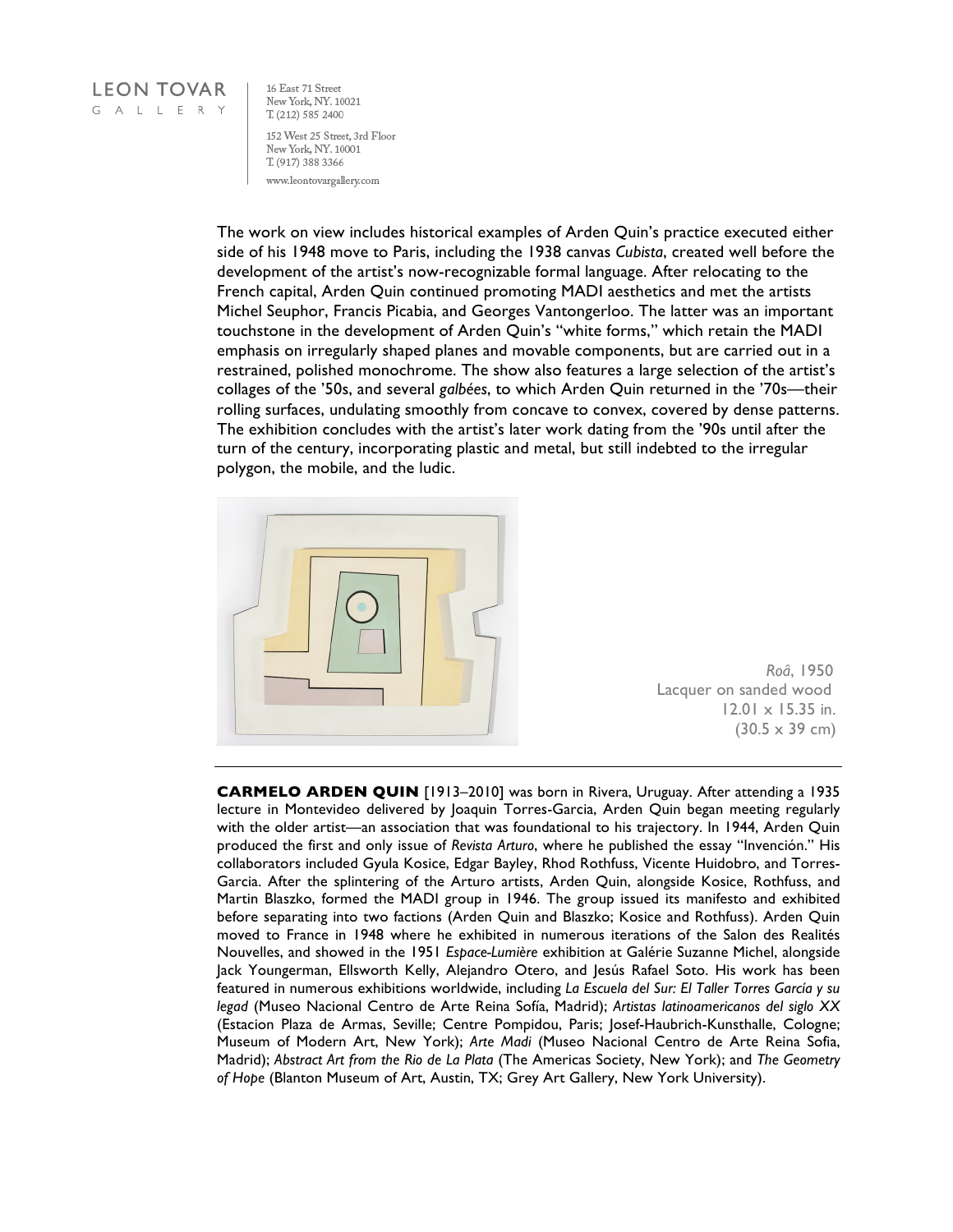The work on view includes historical examples of Arden Quin's practice executed either side of his 1948 move to Paris, including the 1938 canvas *Cubista*, created well before the development of the artist's now-recognizable formal language. After relocating to the French capital, Arden Quin continued promoting MADI aesthetics and met the artists Michel Seuphor, Francis Picabia, and Georges Vantongerloo. The latter was an important touchstone in the development of Arden Quin's "white forms," which retain the MADI emphasis on irregularly shaped planes and movable components, but are carried out in a restrained, polished monochrome. The show also features a large selection of the artist's collages of the '50s, and several *galbées*, to which Arden Quin returned in the '70s—their rolling surfaces, undulating smoothly from concave to convex, covered by dense patterns. The exhibition concludes with the artist's later work dating from the '90s until after the turn of the century, incorporating plastic and metal, but still indebted to the irregular polygon, the mobile, and the ludic.

*Roâ*, 1950
Lacquer on sanded wood
12.01 x 15.35 in.
(30.5 x 39 cm)

---

**CARMELO ARDEN QUIN** [1913–2010] was born in Rivera, Uruguay. After attending a 1935 lecture in Montevideo delivered by Joaquin Torres-Garcia, Arden Quin began meeting regularly with the older artist—an association that was foundational to his trajectory. In 1944, Arden Quin produced the first and only issue of *Revista Arturo*, where he published the essay "Invención." His collaborators included Gyula Kosice, Edgar Bayley, Rhod Rothfuss, Vicente Huidobro, and Torres-Garcia. After the splintering of the Arturo artists, Arden Quin, alongside Kosice, Rothfuss, and Martin Blaszko, formed the MADI group in 1946. The group issued its manifesto and exhibited before separating into two factions (Arden Quin and Blaszko; Kosice and Rothfuss). Arden Quin moved to France in 1948 where he exhibited in numerous iterations of the Salon des Realités Nouvelles, and showed in the 1951 *Espace-Lumière* exhibition at Galérie Suzanne Michel, alongside Jack Youngerman, Ellsworth Kelly, Alejandro Otero, and Jesús Rafael Soto. His work has been featured in numerous exhibitions worldwide, including *La Escuela del Sur: El Taller Torres García y su legad* (Museo Nacional Centro de Arte Reina Sofía, Madrid); *Artistas latinoamericanos del siglo XX* (Estacion Plaza de Armas, Seville; Centre Pompidou, Paris; Josef-Haubrich-Kunsthalle, Cologne; Museum of Modern Art, New York); *Arte Madi* (Museo Nacional Centro de Arte Reina Sofia, Madrid); *Abstract Art from the Rio de La Plata* (The Americas Society, New York); and *The Geometry of Hope* (Blanton Museum of Art, Austin, TX; Grey Art Gallery, New York University).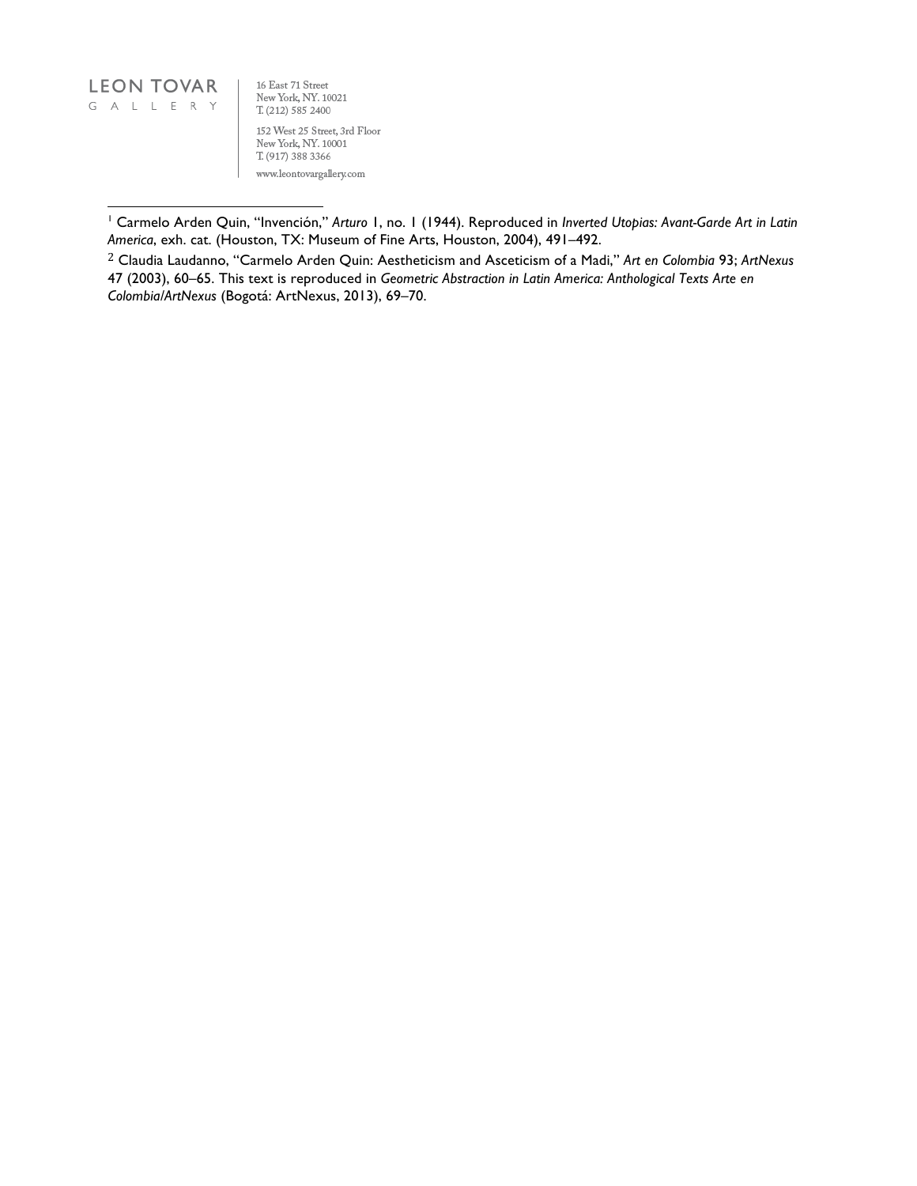[1] Carmelo Arden Quin, "Invención," *Arturo* 1, no. 1 (1944). Reproduced in *Inverted Utopias: Avant-Garde Art in Latin America*, exh. cat. (Houston, TX: Museum of Fine Arts, Houston, 2004), 491–492.

[2] Claudia Laudanno, "Carmelo Arden Quin: Aestheticism and Asceticism of a Madi," *Art en Colombia* 93; *ArtNexus* 47 (2003), 60–65. This text is reproduced in *Geometric Abstraction in Latin America: Anthological Texts Arte en Colombia/ArtNexus* (Bogotá: ArtNexus, 2013), 69–70.